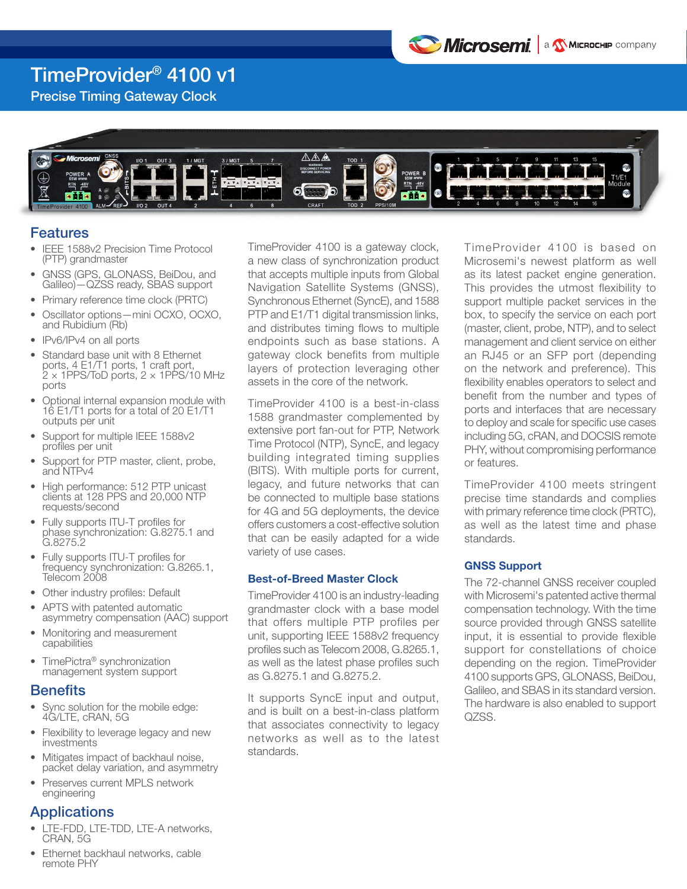# TimeProvider® 4100 v1

## Precise Timing Gateway Clock

## Features

- IEEE 1588v2 Precision Time Protocol (PTP) grandmaster
- GNSS (GPS, GLONASS, BeiDou, and Galileo)—QZSS ready, SBAS support
- Primary reference time clock (PRTC)
- Oscillator options—mini OCXO, OCXO, and Rubidium (Rb)
- IPv6/IPv4 on all ports
- Standard base unit with 8 Ethernet ports, 4 E1/T1 ports, 1 craft port, 2 × 1PPS/ToD ports, 2 × 1PPS/10 MHz ports
- Optional internal expansion module with 16 E1/T1 ports for a total of 20 E1/T1 outputs per unit
- Support for multiple IEEE 1588v2 profiles per unit
- Support for PTP master, client, probe, and NTPv4
- High performance: 512 PTP unicast clients at 128 PPS and 20,000 NTP requests/second
- Fully supports ITU-T profiles for phase synchronization: G.8275.1 and G.8275.2
- Fully supports ITU-T profiles for frequency synchronization: G.8265.1, Telecom 2008
- Other industry profiles: Default
- APTS with patented automatic asymmetry compensation (AAC) support
- Monitoring and measurement capabilities
- TimePictra® synchronization management system support

## Benefits

- Sync solution for the mobile edge: 4G/LTE, cRAN, 5G
- Flexibility to leverage legacy and new investments
- Mitigates impact of backhaul noise, packet delay variation, and asymmetry
- Preserves current MPLS network engineering

## Applications

- LTE-FDD, LTE-TDD, LTE-A networks, CRAN, 5G
- Ethernet backhaul networks, cable remote PHY

TimeProvider 4100 is a gateway clock, a new class of synchronization product that accepts multiple inputs from Global Navigation Satellite Systems (GNSS), Synchronous Ethernet (SyncE), and 1588 PTP and E1/T1 digital transmission links, and distributes timing flows to multiple endpoints such as base stations. A gateway clock benefits from multiple layers of protection leveraging other assets in the core of the network.

TimeProvider 4100 is a best-in-class 1588 grandmaster complemented by extensive port fan-out for PTP, Network Time Protocol (NTP), SyncE, and legacy building integrated timing supplies (BITS). With multiple ports for current, legacy, and future networks that can be connected to multiple base stations for 4G and 5G deployments, the device offers customers a cost-effective solution that can be easily adapted for a wide variety of use cases.

### Best-of-Breed Master Clock

TimeProvider 4100 is an industry-leading grandmaster clock with a base model that offers multiple PTP profiles per unit, supporting IEEE 1588v2 frequency profiles such as Telecom 2008, G.8265.1, as well as the latest phase profiles such as G.8275.1 and G.8275.2.

It supports SyncE input and output, and is built on a best-in-class platform that associates connectivity to legacy networks as well as to the latest standards.

TimeProvider 4100 is based on Microsemi's newest platform as well as its latest packet engine generation. This provides the utmost flexibility to support multiple packet services in the box, to specify the service on each port (master, client, probe, NTP), and to select management and client service on either an RJ45 or an SFP port (depending on the network and preference). This flexibility enables operators to select and benefit from the number and types of ports and interfaces that are necessary to deploy and scale for specific use cases including 5G, cRAN, and DOCSIS remote PHY, without compromising performance or features.

TimeProvider 4100 meets stringent precise time standards and complies with primary reference time clock (PRTC), as well as the latest time and phase standards.

### GNSS Support

The 72-channel GNSS receiver coupled with Microsemi's patented active thermal compensation technology. With the time source provided through GNSS satellite input, it is essential to provide flexible support for constellations of choice depending on the region. TimeProvider 4100 supports GPS, GLONASS, BeiDou, Galileo, and SBAS in its standard version. The hardware is also enabled to support QZSS.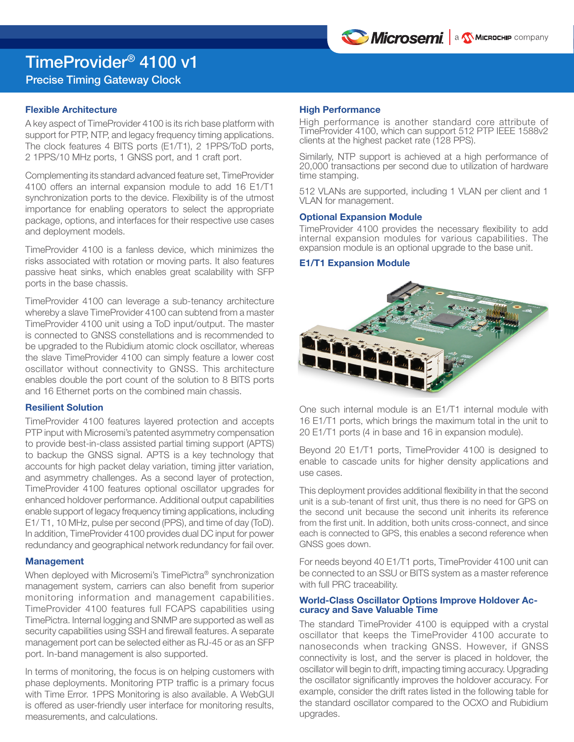# TimeProvider® 4100 v1

## Precise Timing Gateway Clock

### Flexible Architecture

A key aspect of TimeProvider 4100 is its rich base platform with support for PTP, NTP, and legacy frequency timing applications. The clock features 4 BITS ports (E1/T1), 2 1PPS/ToD ports, 2 1PPS/10 MHz ports, 1 GNSS port, and 1 craft port.

Complementing its standard advanced feature set, TimeProvider 4100 offers an internal expansion module to add 16 E1/T1 synchronization ports to the device. Flexibility is of the utmost importance for enabling operators to select the appropriate package, options, and interfaces for their respective use cases and deployment models.

TimeProvider 4100 is a fanless device, which minimizes the risks associated with rotation or moving parts. It also features passive heat sinks, which enables great scalability with SFP ports in the base chassis.

TimeProvider 4100 can leverage a sub-tenancy architecture whereby a slave TimeProvider 4100 can subtend from a master TimeProvider 4100 unit using a ToD input/output. The master is connected to GNSS constellations and is recommended to be upgraded to the Rubidium atomic clock oscillator, whereas the slave TimeProvider 4100 can simply feature a lower cost oscillator without connectivity to GNSS. This architecture enables double the port count of the solution to 8 BITS ports and 16 Ethernet ports on the combined main chassis.

### Resilient Solution

TimeProvider 4100 features layered protection and accepts PTP input with Microsemi's patented asymmetry compensation to provide best-in-class assisted partial timing support (APTS) to backup the GNSS signal. APTS is a key technology that accounts for high packet delay variation, timing jitter variation, and asymmetry challenges. As a second layer of protection, TimeProvider 4100 features optional oscillator upgrades for enhanced holdover performance. Additional output capabilities enable support of legacy frequency timing applications, including E1/ T1, 10 MHz, pulse per second (PPS), and time of day (ToD). In addition, TimeProvider 4100 provides dual DC input for power redundancy and geographical network redundancy for fail over.

### Management

When deployed with Microsemi's TimePictra® synchronization management system, carriers can also benefit from superior monitoring information and management capabilities. TimeProvider 4100 features full FCAPS capabilities using TimePictra. Internal logging and SNMP are supported as well as security capabilities using SSH and firewall features. A separate management port can be selected either as RJ-45 or as an SFP port. In-band management is also supported.

In terms of monitoring, the focus is on helping customers with phase deployments. Monitoring PTP traffic is a primary focus with Time Error. 1PPS Monitoring is also available. A WebGUI is offered as user-friendly user interface for monitoring results, measurements, and calculations.

### High Performance

High performance is another standard core attribute of TimeProvider 4100, which can support 512 PTP IEEE 1588v2 clients at the highest packet rate (128 PPS).

Similarly, NTP support is achieved at a high performance of 20,000 transactions per second due to utilization of hardware time stamping.

512 VLANs are supported, including 1 VLAN per client and 1 VLAN for management.

### Optional Expansion Module

TimeProvider 4100 provides the necessary flexibility to add internal expansion modules for various capabilities. The expansion module is an optional upgrade to the base unit.

### E1/T1 Expansion Module

One such internal module is an E1/T1 internal module with 16 E1/T1 ports, which brings the maximum total in the unit to 20 E1/T1 ports (4 in base and 16 in expansion module).

Beyond 20 E1/T1 ports, TimeProvider 4100 is designed to enable to cascade units for higher density applications and use cases.

This deployment provides additional flexibility in that the second unit is a sub-tenant of first unit, thus there is no need for GPS on the second unit because the second unit inherits its reference from the first unit. In addition, both units cross-connect, and since each is connected to GPS, this enables a second reference when GNSS goes down.

For needs beyond 40 E1/T1 ports, TimeProvider 4100 unit can be connected to an SSU or BITS system as a master reference with full PRC traceability.

### World-Class Oscillator Options Improve Holdover Accuracy and Save Valuable Time

The standard TimeProvider 4100 is equipped with a crystal oscillator that keeps the TimeProvider 4100 accurate to nanoseconds when tracking GNSS. However, if GNSS connectivity is lost, and the server is placed in holdover, the oscillator will begin to drift, impacting timing accuracy. Upgrading the oscillator significantly improves the holdover accuracy. For example, consider the drift rates listed in the following table for the standard oscillator compared to the OCXO and Rubidium upgrades.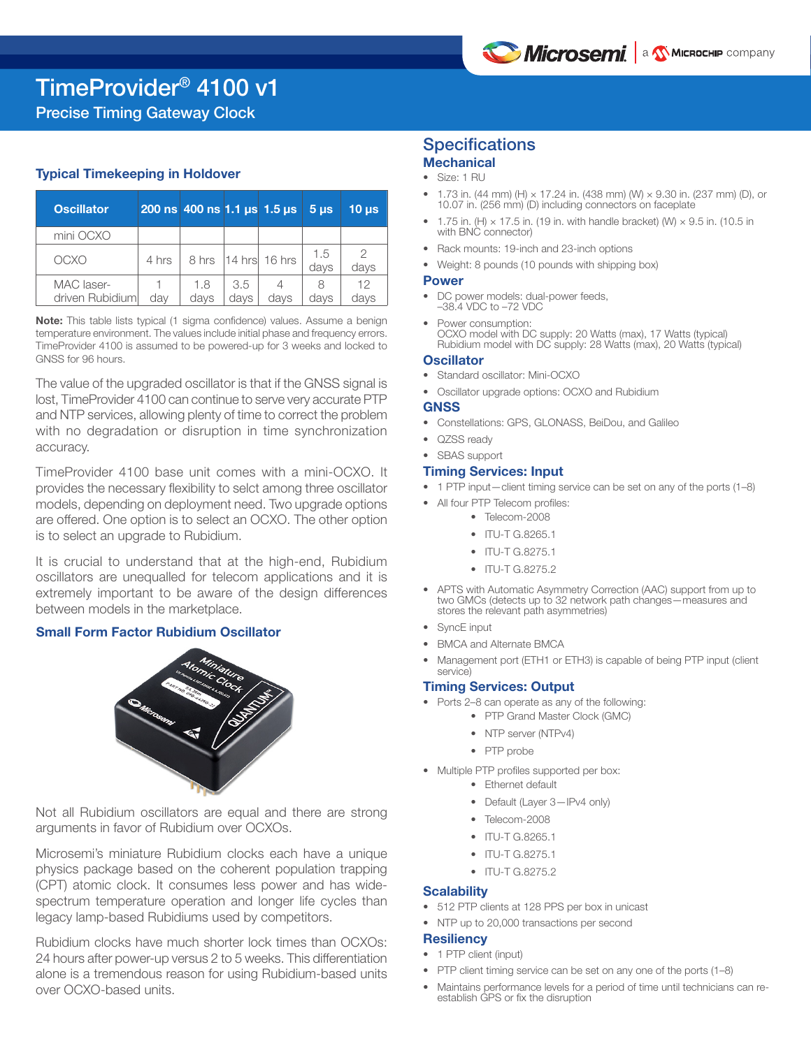# TimeProvider® 4100 v1

Precise Timing Gateway Clock

## Typical Timekeeping in Holdover

| Oscillator | 200 ns | 400 ns | 1.1 µs | 1.5 µs | 5 µs | 10 µs |
|---|---|---|---|---|---|---|
| mini OCXO | | | | | | |
| OCXO | 4 hrs | 8 hrs | 14 hrs | 16 hrs | 1.5 days | 2 days |
| MAC laser-driven Rubidium | 1 day | 1.8 days | 3.5 days | 4 days | 8 days | 12 days |

**Note:** This table lists typical (1 sigma confidence) values. Assume a benign temperature environment. The values include initial phase and frequency errors. TimeProvider 4100 is assumed to be powered-up for 3 weeks and locked to GNSS for 96 hours.

The value of the upgraded oscillator is that if the GNSS signal is lost, TimeProvider 4100 can continue to serve very accurate PTP and NTP services, allowing plenty of time to correct the problem with no degradation or disruption in time synchronization accuracy.

TimeProvider 4100 base unit comes with a mini-OCXO. It provides the necessary flexibility to selct among three oscillator models, depending on deployment need. Two upgrade options are offered. One option is to select an OCXO. The other option is to select an upgrade to Rubidium.

It is crucial to understand that at the high-end, Rubidium oscillators are unequalled for telecom applications and it is extremely important to be aware of the design differences between models in the marketplace.

### Small Form Factor Rubidium Oscillator

Not all Rubidium oscillators are equal and there are strong arguments in favor of Rubidium over OCXOs.

Microsemi's miniature Rubidium clocks each have a unique physics package based on the coherent population trapping (CPT) atomic clock. It consumes less power and has wide-spectrum temperature operation and longer life cycles than legacy lamp-based Rubidiums used by competitors.

Rubidium clocks have much shorter lock times than OCXOs: 24 hours after power-up versus 2 to 5 weeks. This differentiation alone is a tremendous reason for using Rubidium-based units over OCXO-based units.

## Specifications

### Mechanical

- Size: 1 RU
- 1.73 in. (44 mm) (H) × 17.24 in. (438 mm) (W) × 9.30 in. (237 mm) (D), or 10.07 in. (256 mm) (D) including connectors on faceplate
- 1.75 in. (H) × 17.5 in. (19 in. with handle bracket) (W) × 9.5 in. (10.5 in with BNC connector)
- Rack mounts: 19-inch and 23-inch options
- Weight: 8 pounds (10 pounds with shipping box)

### Power

- DC power models: dual-power feeds, –38.4 VDC to –72 VDC
- Power consumption:
  OCXO model with DC supply: 20 Watts (max), 17 Watts (typical)
  Rubidium model with DC supply: 28 Watts (max), 20 Watts (typical)

### Oscillator

- Standard oscillator: Mini-OCXO
- Oscillator upgrade options: OCXO and Rubidium

### GNSS

- Constellations: GPS, GLONASS, BeiDou, and Galileo
- QZSS ready
- SBAS support

### Timing Services: Input

- 1 PTP input—client timing service can be set on any of the ports (1–8)
- All four PTP Telecom profiles:
  - Telecom-2008
  - ITU-T G.8265.1
  - ITU-T G.8275.1
  - ITU-T G.8275.2
- APTS with Automatic Asymmetry Correction (AAC) support from up to two GMCs (detects up to 32 network path changes—measures and stores the relevant path asymmetries)
- SyncE input
- BMCA and Alternate BMCA
- Management port (ETH1 or ETH3) is capable of being PTP input (client service)

### Timing Services: Output

- Ports 2–8 can operate as any of the following:
  - PTP Grand Master Clock (GMC)
  - NTP server (NTPv4)
  - PTP probe
- Multiple PTP profiles supported per box:
  - Ethernet default
  - Default (Layer 3—IPv4 only)
  - Telecom-2008
  - ITU-T G.8265.1
  - ITU-T G.8275.1
  - ITU-T G.8275.2

### Scalability

- 512 PTP clients at 128 PPS per box in unicast
- NTP up to 20,000 transactions per second

### Resiliency

- 1 PTP client (input)
- PTP client timing service can be set on any one of the ports (1–8)
- Maintains performance levels for a period of time until technicians can re-establish GPS or fix the disruption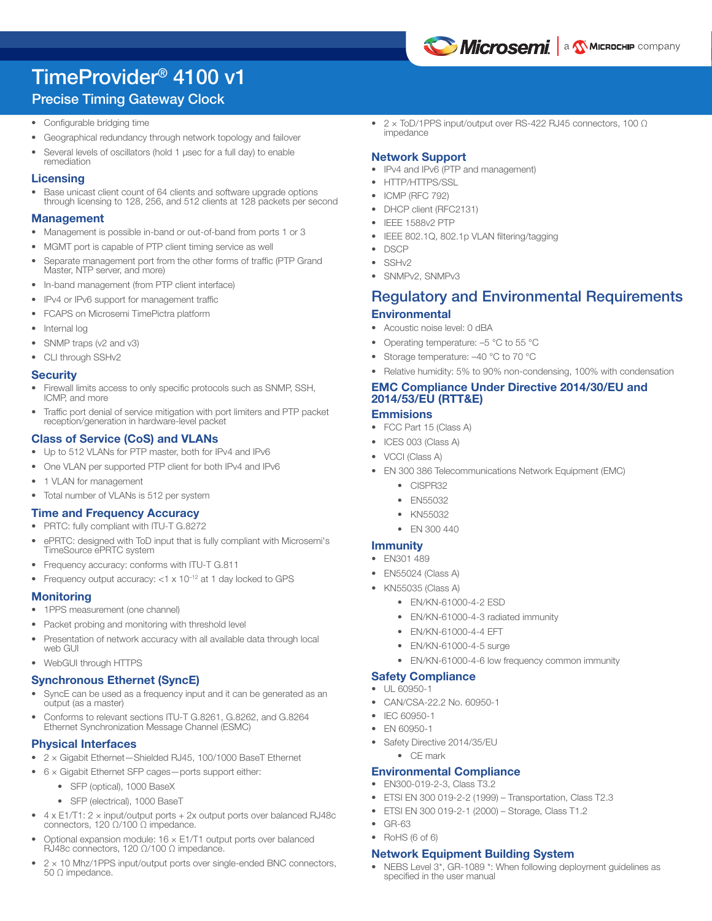# TimeProvider® 4100 v1

## Precise Timing Gateway Clock

- Configurable bridging time
- Geographical redundancy through network topology and failover
- Several levels of oscillators (hold 1 µsec for a full day) to enable remediation

### Licensing

- Base unicast client count of 64 clients and software upgrade options through licensing to 128, 256, and 512 clients at 128 packets per second

### Management

- Management is possible in-band or out-of-band from ports 1 or 3
- MGMT port is capable of PTP client timing service as well
- Separate management port from the other forms of traffic (PTP Grand Master, NTP server, and more)
- In-band management (from PTP client interface)
- IPv4 or IPv6 support for management traffic
- FCAPS on Microsemi TimePictra platform
- Internal log
- SNMP traps (v2 and v3)
- CLI through SSHv2

### Security

- Firewall limits access to only specific protocols such as SNMP, SSH, ICMP, and more
- Traffic port denial of service mitigation with port limiters and PTP packet reception/generation in hardware-level packet

### Class of Service (CoS) and VLANs

- Up to 512 VLANs for PTP master, both for IPv4 and IPv6
- One VLAN per supported PTP client for both IPv4 and IPv6
- 1 VLAN for management
- Total number of VLANs is 512 per system

### Time and Frequency Accuracy

- PRTC: fully compliant with ITU-T G.8272
- ePRTC: designed with ToD input that is fully compliant with Microsemi's TimeSource ePRTC system
- Frequency accuracy: conforms with ITU-T G.811
- Frequency output accuracy: $<1 \times 10^{-12}$ at 1 day locked to GPS

### Monitoring

- 1PPS measurement (one channel)
- Packet probing and monitoring with threshold level
- Presentation of network accuracy with all available data through local web GUI
- WebGUI through HTTPS

### Synchronous Ethernet (SyncE)

- SyncE can be used as a frequency input and it can be generated as an output (as a master)
- Conforms to relevant sections ITU-T G.8261, G.8262, and G.8264 Ethernet Synchronization Message Channel (ESMC)

### Physical Interfaces

- 2 × Gigabit Ethernet—Shielded RJ45, 100/1000 BaseT Ethernet
- 6 × Gigabit Ethernet SFP cages—ports support either:
  - SFP (optical), 1000 BaseX
  - SFP (electrical), 1000 BaseT
- 4 x E1/T1: 2 × input/output ports + 2x output ports over balanced RJ48c connectors, 120 Ω/100 Ω impedance.
- Optional expansion module: 16 × E1/T1 output ports over balanced RJ48c connectors, 120 Ω/100 Ω impedance.
- 2 × 10 Mhz/1PPS input/output ports over single-ended BNC connectors, 50 Ω impedance.
- 2 × ToD/1PPS input/output over RS-422 RJ45 connectors, 100 Ω impedance

### Network Support

- IPv4 and IPv6 (PTP and management)
- HTTP/HTTPS/SSL
- ICMP (RFC 792)
- DHCP client (RFC2131)
- IEEE 1588v2 PTP
- IEEE 802.1Q, 802.1p VLAN filtering/tagging
- DSCP
- SSHv2
- SNMPv2, SNMPv3

## Regulatory and Environmental Requirements

### Environmental

- Acoustic noise level: 0 dBA
- Operating temperature: –5 °C to 55 °C
- Storage temperature: –40 °C to 70 °C
- Relative humidity: 5% to 90% non-condensing, 100% with condensation

### EMC Compliance Under Directive 2014/30/EU and 2014/53/EU (RTT&E)

### Emmisions

- FCC Part 15 (Class A)
- ICES 003 (Class A)
- VCCI (Class A)
- EN 300 386 Telecommunications Network Equipment (EMC)
  - CISPR32
  - EN55032
  - KN55032
  - EN 300 440

### Immunity

- EN301 489
- EN55024 (Class A)
- KN55035 (Class A)
  - EN/KN-61000-4-2 ESD
  - EN/KN-61000-4-3 radiated immunity
  - EN/KN-61000-4-4 EFT
  - EN/KN-61000-4-5 surge
  - EN/KN-61000-4-6 low frequency common immunity

### Safety Compliance

- UL 60950-1
- CAN/CSA-22.2 No. 60950-1
- IEC 60950-1
- EN 60950-1
- Safety Directive 2014/35/EU
  - CE mark

### Environmental Compliance

- EN300-019-2-3, Class T3.2
- ETSI EN 300 019-2-2 (1999) – Transportation, Class T2.3
- ETSI EN 300 019-2-1 (2000) – Storage, Class T1.2
- GR-63
- RoHS (6 of 6)

### Network Equipment Building System

- NEBS Level 3*, GR-1089 *: When following deployment guidelines as specified in the user manual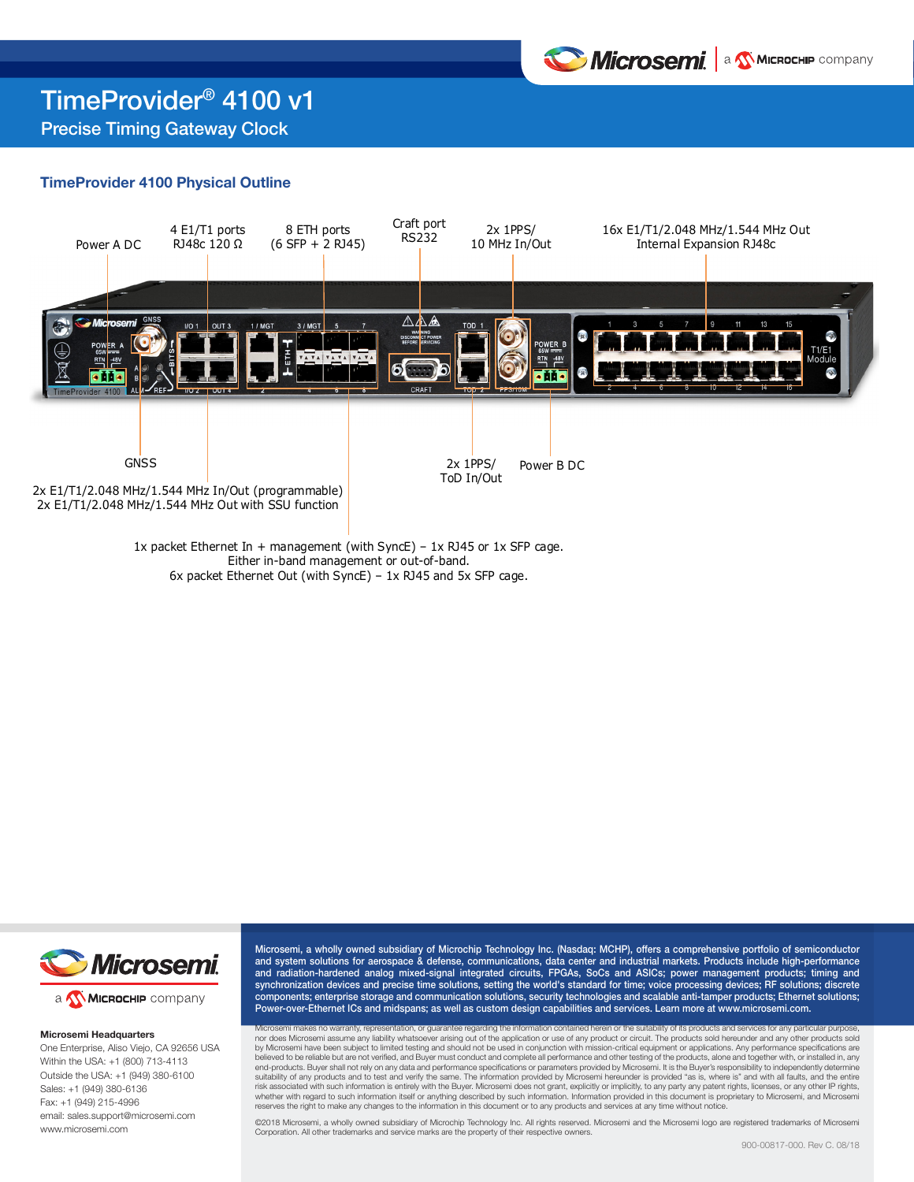# TimeProvider® 4100 v1

Precise Timing Gateway Clock

## TimeProvider 4100 Physical Outline

Power A DC

4 E1/T1 ports
RJ48c 120 Ω

8 ETH ports
(6 SFP + 2 RJ45)

Craft port
RS232

2x 1PPS/
10 MHz In/Out

16x E1/T1/2.048 MHz/1.544 MHz Out
Internal Expansion RJ48c

GNSS

2x 1PPS/
ToD In/Out

Power B DC

2x E1/T1/2.048 MHz/1.544 MHz In/Out (programmable)
2x E1/T1/2.048 MHz/1.544 MHz Out with SSU function

1x packet Ethernet In + management (with SyncE) – 1x RJ45 or 1x SFP cage.
Either in-band management or out-of-band.
6x packet Ethernet Out (with SyncE) – 1x RJ45 and 5x SFP cage.

Microsemi, a wholly owned subsidiary of Microchip Technology Inc. (Nasdaq: MCHP), offers a comprehensive portfolio of semiconductor and system solutions for aerospace & defense, communications, data center and industrial markets. Products include high-performance and radiation-hardened analog mixed-signal integrated circuits, FPGAs, SoCs and ASICs; power management products; timing and synchronization devices and precise time solutions, setting the world's standard for time; voice processing devices; RF solutions; discrete components; enterprise storage and communication solutions, security technologies and scalable anti-tamper products; Ethernet solutions; Power-over-Ethernet ICs and midspans; as well as custom design capabilities and services. Learn more at www.microsemi.com.

Microsemi makes no warranty, representation, or guarantee regarding the information contained herein or the suitability of its products and services for any particular purpose, nor does Microsemi assume any liability whatsoever arising out of the application or use of any product or circuit. The products sold hereunder and any other products sold by Microsemi have been subject to limited testing and should not be used in conjunction with mission-critical equipment or applications. Any performance specifications are believed to be reliable but are not verified, and Buyer must conduct and complete all performance and other testing of the products, alone and together with, or installed in, any end-products. Buyer shall not rely on any data and performance specifications or parameters provided by Microsemi. It is the Buyer's responsibility to independently determine suitability of any products and to test and verify the same. The information provided by Microsemi hereunder is provided "as is, where is" and with all faults, and the entire risk associated with such information is entirely with the Buyer. Microsemi does not grant, explicitly or implicitly, to any party any patent rights, licenses, or any other IP rights, whether with regard to such information itself or anything described by such information. Information provided in this document is proprietary to Microsemi, and Microsemi reserves the right to make any changes to the information in this document or to any products and services at any time without notice.

©2018 Microsemi, a wholly owned subsidiary of Microchip Technology Inc. All rights reserved. Microsemi and the Microsemi logo are registered trademarks of Microsemi Corporation. All other trademarks and service marks are the property of their respective owners.

900-00817-000. Rev C. 08/18

**Microsemi Headquarters**
One Enterprise, Aliso Viejo, CA 92656 USA
Within the USA: +1 (800) 713-4113
Outside the USA: +1 (949) 380-6100
Sales: +1 (949) 380-6136
Fax: +1 (949) 215-4996
email: sales.support@microsemi.com
www.microsemi.com